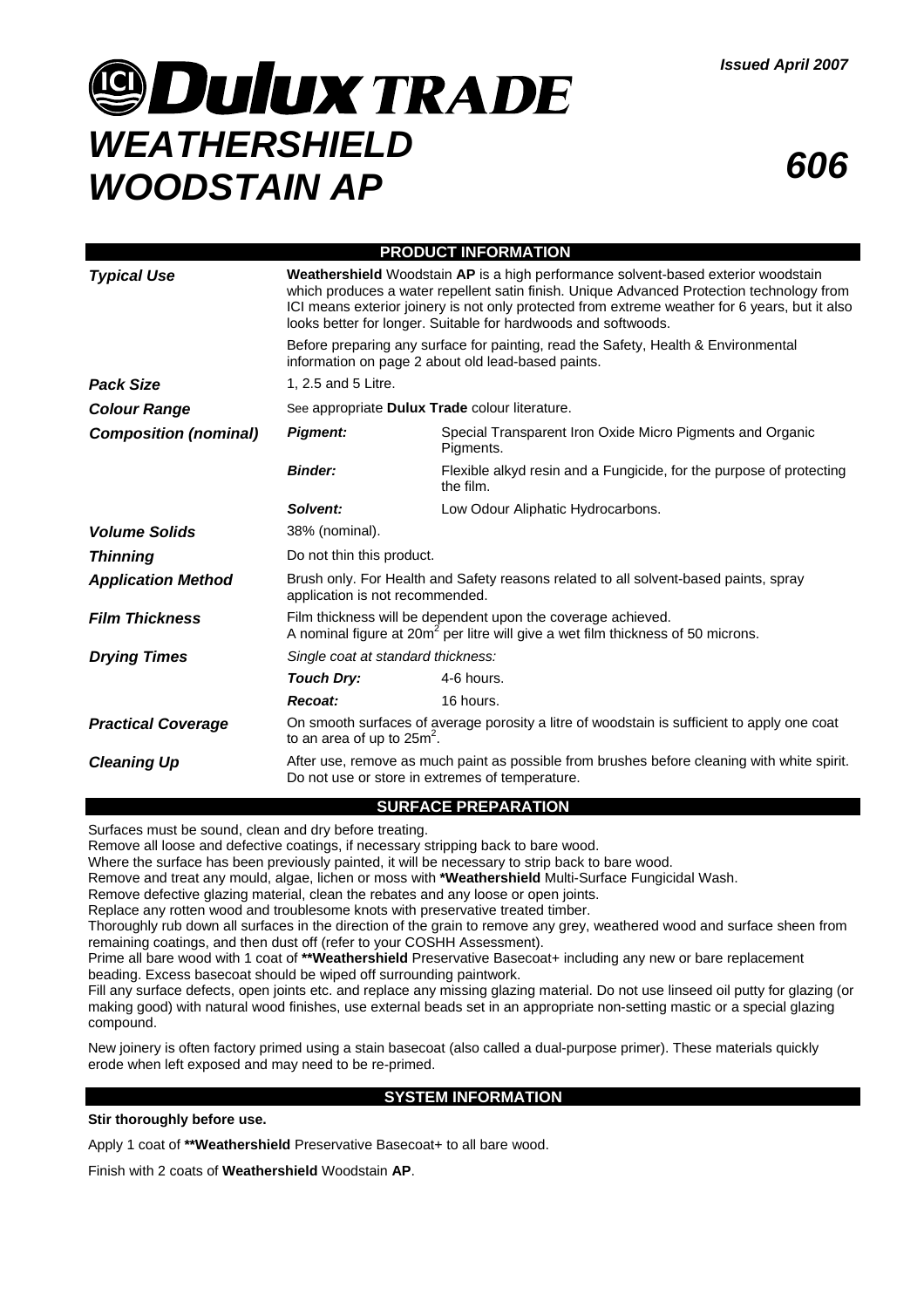*Issued April 2007*

# Dulux TRADE
# *WEATHERSHIELD WOODSTAIN AP*

# *606*

## PRODUCT INFORMATION

| | | |
|---|---|---|
| ***Typical Use*** | **Weathershield** Woodstain **AP** is a high performance solvent-based exterior woodstain which produces a water repellent satin finish. Unique Advanced Protection technology from ICI means exterior joinery is not only protected from extreme weather for 6 years, but it also looks better for longer. Suitable for hardwoods and softwoods. Before preparing any surface for painting, read the Safety, Health & Environmental information on page 2 about old lead-based paints. | |
| ***Pack Size*** | 1, 2.5 and 5 Litre. | |
| ***Colour Range*** | See appropriate **Dulux Trade** colour literature. | |
| ***Composition (nominal)*** | ***Pigment:*** | Special Transparent Iron Oxide Micro Pigments and Organic Pigments. |
| | ***Binder:*** | Flexible alkyd resin and a Fungicide, for the purpose of protecting the film. |
| | ***Solvent:*** | Low Odour Aliphatic Hydrocarbons. |
| ***Volume Solids*** | 38% (nominal). | |
| ***Thinning*** | Do not thin this product. | |
| ***Application Method*** | Brush only. For Health and Safety reasons related to all solvent-based paints, spray application is not recommended. | |
| ***Film Thickness*** | Film thickness will be dependent upon the coverage achieved. A nominal figure at 20m$^2$ per litre will give a wet film thickness of 50 microns. | |
| ***Drying Times*** | *Single coat at standard thickness:* | |
| | ***Touch Dry:*** | 4-6 hours. |
| | ***Recoat:*** | 16 hours. |
| ***Practical Coverage*** | On smooth surfaces of average porosity a litre of woodstain is sufficient to apply one coat to an area of up to 25m$^2$. | |
| ***Cleaning Up*** | After use, remove as much paint as possible from brushes before cleaning with white spirit. Do not use or store in extremes of temperature. | |

## SURFACE PREPARATION

Surfaces must be sound, clean and dry before treating.
Remove all loose and defective coatings, if necessary stripping back to bare wood.
Where the surface has been previously painted, it will be necessary to strip back to bare wood.
Remove and treat any mould, algae, lichen or moss with ***Weathershield** Multi-Surface Fungicidal Wash.
Remove defective glazing material, clean the rebates and any loose or open joints.
Replace any rotten wood and troublesome knots with preservative treated timber.
Thoroughly rub down all surfaces in the direction of the grain to remove any grey, weathered wood and surface sheen from remaining coatings, and then dust off (refer to your COSHH Assessment).
Prime all bare wood with 1 coat of ****Weathershield** Preservative Basecoat+ including any new or bare replacement beading. Excess basecoat should be wiped off surrounding paintwork.
Fill any surface defects, open joints etc. and replace any missing glazing material. Do not use linseed oil putty for glazing (or making good) with natural wood finishes, use external beads set in an appropriate non-setting mastic or a special glazing compound.

New joinery is often factory primed using a stain basecoat (also called a dual-purpose primer). These materials quickly erode when left exposed and may need to be re-primed.

## SYSTEM INFORMATION

**Stir thoroughly before use.**

Apply 1 coat of ****Weathershield** Preservative Basecoat+ to all bare wood.

Finish with 2 coats of **Weathershield** Woodstain **AP**.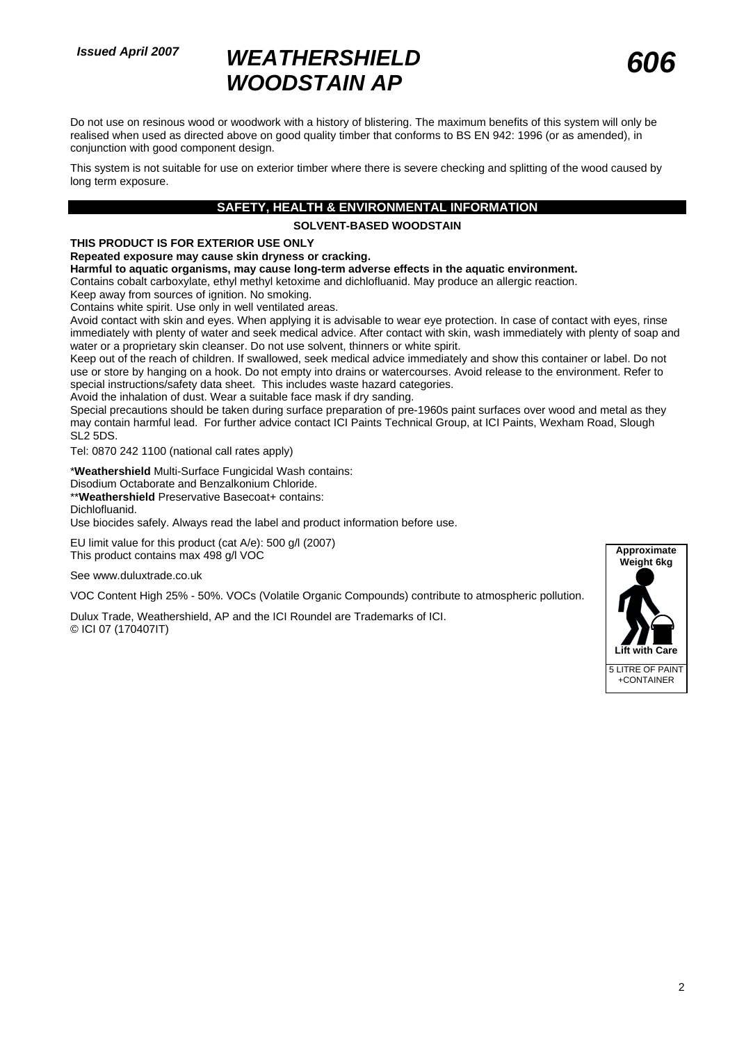Issued April 2007

# WEATHERSHIELD WOODSTAIN AP

# 606

Do not use on resinous wood or woodwork with a history of blistering. The maximum benefits of this system will only be realised when used as directed above on good quality timber that conforms to BS EN 942: 1996 (or as amended), in conjunction with good component design.

This system is not suitable for use on exterior timber where there is severe checking and splitting of the wood caused by long term exposure.

## SAFETY, HEALTH & ENVIRONMENTAL INFORMATION

**SOLVENT-BASED WOODSTAIN**

**THIS PRODUCT IS FOR EXTERIOR USE ONLY**
**Repeated exposure may cause skin dryness or cracking.**
**Harmful to aquatic organisms, may cause long-term adverse effects in the aquatic environment.**
Contains cobalt carboxylate, ethyl methyl ketoxime and dichlofluanid. May produce an allergic reaction.
Keep away from sources of ignition. No smoking.
Contains white spirit. Use only in well ventilated areas.
Avoid contact with skin and eyes. When applying it is advisable to wear eye protection. In case of contact with eyes, rinse immediately with plenty of water and seek medical advice. After contact with skin, wash immediately with plenty of soap and water or a proprietary skin cleanser. Do not use solvent, thinners or white spirit.
Keep out of the reach of children. If swallowed, seek medical advice immediately and show this container or label. Do not use or store by hanging on a hook. Do not empty into drains or watercourses. Avoid release to the environment. Refer to special instructions/safety data sheet. This includes waste hazard categories.
Avoid the inhalation of dust. Wear a suitable face mask if dry sanding.
Special precautions should be taken during surface preparation of pre-1960s paint surfaces over wood and metal as they may contain harmful lead. For further advice contact ICI Paints Technical Group, at ICI Paints, Wexham Road, Slough SL2 5DS.

Tel: 0870 242 1100 (national call rates apply)

\***Weathershield** Multi-Surface Fungicidal Wash contains:
Disodium Octaborate and Benzalkonium Chloride.
\*\***Weathershield** Preservative Basecoat+ contains:
Dichlofluanid.
Use biocides safely. Always read the label and product information before use.

EU limit value for this product (cat A/e): 500 g/l (2007)
This product contains max 498 g/l VOC

See www.duluxtrade.co.uk

VOC Content High 25% - 50%. VOCs (Volatile Organic Compounds) contribute to atmospheric pollution.

Dulux Trade, Weathershield, AP and the ICI Roundel are Trademarks of ICI.
© ICI 07 (170407IT)

**Approximate Weight 6kg**
**Lift with Care**
5 LITRE OF PAINT +CONTAINER